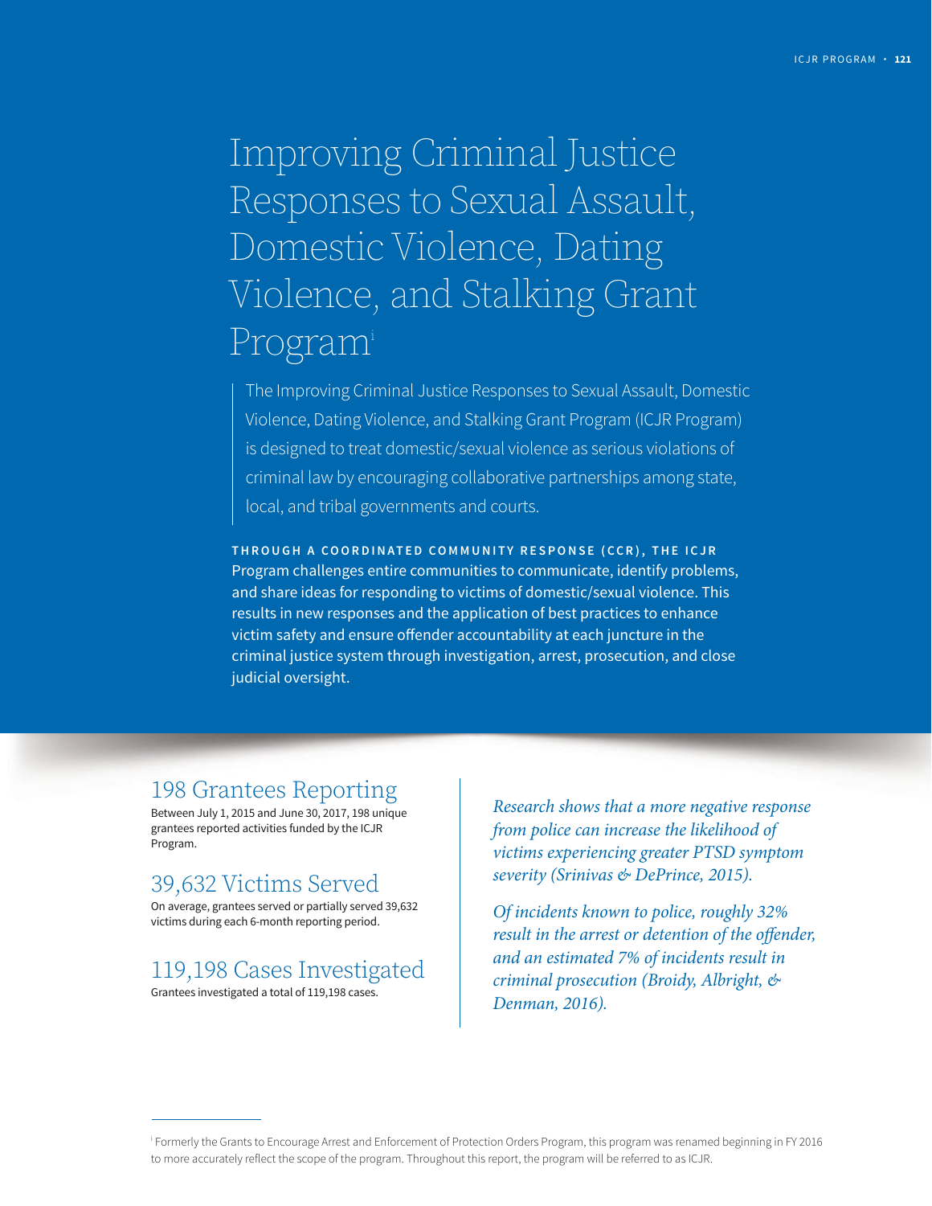# Improving Criminal Justice Responses to Sexual Assault, Domestic Violence, Dating Violence, and Stalking Grant Program[i]

The Improving Criminal Justice Responses to Sexual Assault, Domestic Violence, Dating Violence, and Stalking Grant Program (ICJR Program) is designed to treat domestic/sexual violence as serious violations of criminal law by encouraging collaborative partnerships among state, local, and tribal governments and courts.

**THROUGH A COORDINATED COMMUNITY RESPONSE (CCR), THE ICJR** Program challenges entire communities to communicate, identify problems, and share ideas for responding to victims of domestic/sexual violence. This results in new responses and the application of best practices to enhance victim safety and ensure offender accountability at each juncture in the criminal justice system through investigation, arrest, prosecution, and close judicial oversight.

## 198 Grantees Reporting

Between July 1, 2015 and June 30, 2017, 198 unique grantees reported activities funded by the ICJR Program.

## 39,632 Victims Served

On average, grantees served or partially served 39,632 victims during each 6-month reporting period.

## 119,198 Cases Investigated

Grantees investigated a total of 119,198 cases.

*Research shows that a more negative response from police can increase the likelihood of victims experiencing greater PTSD symptom severity (Srinivas & DePrince, 2015).*

*Of incidents known to police, roughly 32% result in the arrest or detention of the offender, and an estimated 7% of incidents result in criminal prosecution (Broidy, Albright, & Denman, 2016).*

---

[i] Formerly the Grants to Encourage Arrest and Enforcement of Protection Orders Program, this program was renamed beginning in FY 2016 to more accurately reflect the scope of the program. Throughout this report, the program will be referred to as ICJR.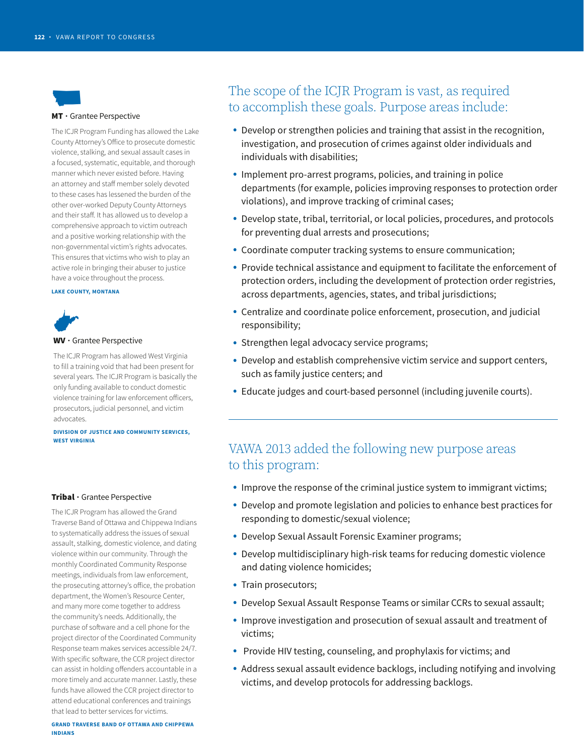**MT** · Grantee Perspective

The ICJR Program Funding has allowed the Lake County Attorney's Office to prosecute domestic violence, stalking, and sexual assault cases in a focused, systematic, equitable, and thorough manner which never existed before. Having an attorney and staff member solely devoted to these cases has lessened the burden of the other over-worked Deputy County Attorneys and their staff. It has allowed us to develop a comprehensive approach to victim outreach and a positive working relationship with the non-governmental victim's rights advocates. This ensures that victims who wish to play an active role in bringing their abuser to justice have a voice throughout the process.

**LAKE COUNTY, MONTANA**

**WV** · Grantee Perspective

The ICJR Program has allowed West Virginia to fill a training void that had been present for several years. The ICJR Program is basically the only funding available to conduct domestic violence training for law enforcement officers, prosecutors, judicial personnel, and victim advocates.

**DIVISION OF JUSTICE AND COMMUNITY SERVICES, WEST VIRGINIA**

**Tribal** · Grantee Perspective

The ICJR Program has allowed the Grand Traverse Band of Ottawa and Chippewa Indians to systematically address the issues of sexual assault, stalking, domestic violence, and dating violence within our community. Through the monthly Coordinated Community Response meetings, individuals from law enforcement, the prosecuting attorney's office, the probation department, the Women's Resource Center, and many more come together to address the community's needs. Additionally, the purchase of software and a cell phone for the project director of the Coordinated Community Response team makes services accessible 24/7. With specific software, the CCR project director can assist in holding offenders accountable in a more timely and accurate manner. Lastly, these funds have allowed the CCR project director to attend educational conferences and trainings that lead to better services for victims.

**GRAND TRAVERSE BAND OF OTTAWA AND CHIPPEWA INDIANS**

## The scope of the ICJR Program is vast, as required to accomplish these goals. Purpose areas include:

- Develop or strengthen policies and training that assist in the recognition, investigation, and prosecution of crimes against older individuals and individuals with disabilities;
- Implement pro-arrest programs, policies, and training in police departments (for example, policies improving responses to protection order violations), and improve tracking of criminal cases;
- Develop state, tribal, territorial, or local policies, procedures, and protocols for preventing dual arrests and prosecutions;
- Coordinate computer tracking systems to ensure communication;
- Provide technical assistance and equipment to facilitate the enforcement of protection orders, including the development of protection order registries, across departments, agencies, states, and tribal jurisdictions;
- Centralize and coordinate police enforcement, prosecution, and judicial responsibility;
- Strengthen legal advocacy service programs;
- Develop and establish comprehensive victim service and support centers, such as family justice centers; and
- Educate judges and court-based personnel (including juvenile courts).

## VAWA 2013 added the following new purpose areas to this program:

- Improve the response of the criminal justice system to immigrant victims;
- Develop and promote legislation and policies to enhance best practices for responding to domestic/sexual violence;
- Develop Sexual Assault Forensic Examiner programs;
- Develop multidisciplinary high-risk teams for reducing domestic violence and dating violence homicides;
- Train prosecutors;
- Develop Sexual Assault Response Teams or similar CCRs to sexual assault;
- Improve investigation and prosecution of sexual assault and treatment of victims;
- Provide HIV testing, counseling, and prophylaxis for victims; and
- Address sexual assault evidence backlogs, including notifying and involving victims, and develop protocols for addressing backlogs.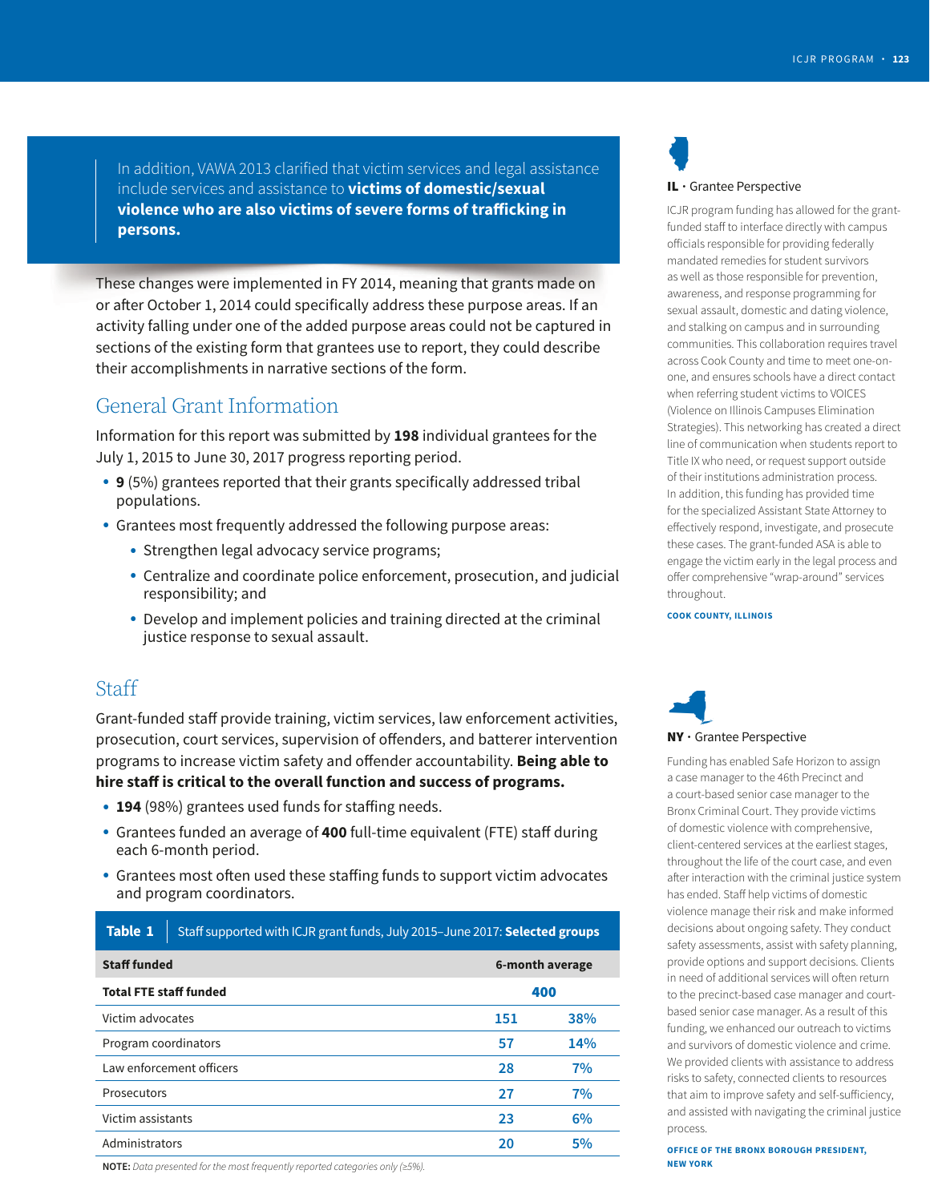In addition, VAWA 2013 clarified that victim services and legal assistance include services and assistance to **victims of domestic/sexual violence who are also victims of severe forms of trafficking in persons.**

These changes were implemented in FY 2014, meaning that grants made on or after October 1, 2014 could specifically address these purpose areas. If an activity falling under one of the added purpose areas could not be captured in sections of the existing form that grantees use to report, they could describe their accomplishments in narrative sections of the form.

## General Grant Information

Information for this report was submitted by **198** individual grantees for the July 1, 2015 to June 30, 2017 progress reporting period.

- **9** (5%) grantees reported that their grants specifically addressed tribal populations.
- Grantees most frequently addressed the following purpose areas:
  - Strengthen legal advocacy service programs;
  - Centralize and coordinate police enforcement, prosecution, and judicial responsibility; and
  - Develop and implement policies and training directed at the criminal justice response to sexual assault.

## Staff

Grant-funded staff provide training, victim services, law enforcement activities, prosecution, court services, supervision of offenders, and batterer intervention programs to increase victim safety and offender accountability. **Being able to hire staff is critical to the overall function and success of programs.**

- **194** (98%) grantees used funds for staffing needs.
- Grantees funded an average of **400** full-time equivalent (FTE) staff during each 6-month period.
- Grantees most often used these staffing funds to support victim advocates and program coordinators.

**Table 1** Staff supported with ICJR grant funds, July 2015–June 2017: **Selected groups**

| Staff funded | 6-month average | |
|---|---|---|
| **Total FTE staff funded** | **400** | |
| Victim advocates | 151 | 38% |
| Program coordinators | 57 | 14% |
| Law enforcement officers | 28 | 7% |
| Prosecutors | 27 | 7% |
| Victim assistants | 23 | 6% |
| Administrators | 20 | 5% |

**NOTE:** *Data presented for the most frequently reported categories only (≥5%).*

### IL · Grantee Perspective

ICJR program funding has allowed for the grant-funded staff to interface directly with campus officials responsible for providing federally mandated remedies for student survivors as well as those responsible for prevention, awareness, and response programming for sexual assault, domestic and dating violence, and stalking on campus and in surrounding communities. This collaboration requires travel across Cook County and time to meet one-on-one, and ensures schools have a direct contact when referring student victims to VOICES (Violence on Illinois Campuses Elimination Strategies). This networking has created a direct line of communication when students report to Title IX who need, or request support outside of their institutions administration process. In addition, this funding has provided time for the specialized Assistant State Attorney to effectively respond, investigate, and prosecute these cases. The grant-funded ASA is able to engage the victim early in the legal process and offer comprehensive "wrap-around" services throughout.

**COOK COUNTY, ILLINOIS**

### NY · Grantee Perspective

Funding has enabled Safe Horizon to assign a case manager to the 46th Precinct and a court-based senior case manager to the Bronx Criminal Court. They provide victims of domestic violence with comprehensive, client-centered services at the earliest stages, throughout the life of the court case, and even after interaction with the criminal justice system has ended. Staff help victims of domestic violence manage their risk and make informed decisions about ongoing safety. They conduct safety assessments, assist with safety planning, provide options and support decisions. Clients in need of additional services will often return to the precinct-based case manager and court-based senior case manager. As a result of this funding, we enhanced our outreach to victims and survivors of domestic violence and crime. We provided clients with assistance to address risks to safety, connected clients to resources that aim to improve safety and self-sufficiency, and assisted with navigating the criminal justice process.

**OFFICE OF THE BRONX BOROUGH PRESIDENT, NEW YORK**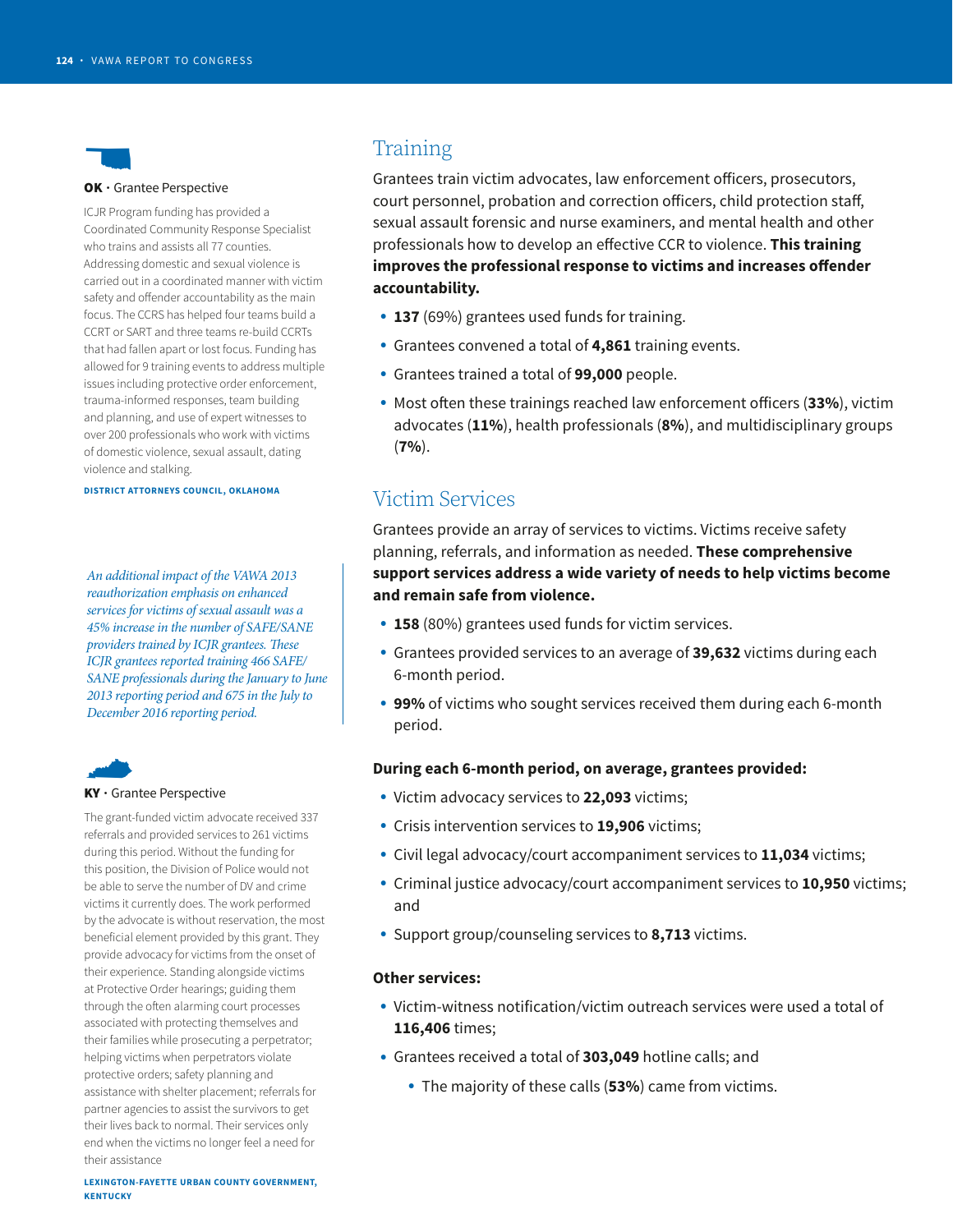## Training

Grantees train victim advocates, law enforcement officers, prosecutors, court personnel, probation and correction officers, child protection staff, sexual assault forensic and nurse examiners, and mental health and other professionals how to develop an effective CCR to violence. **This training improves the professional response to victims and increases offender accountability.**

- **137** (69%) grantees used funds for training.
- Grantees convened a total of **4,861** training events.
- Grantees trained a total of **99,000** people.
- Most often these trainings reached law enforcement officers (**33%**), victim advocates (**11%**), health professionals (**8%**), and multidisciplinary groups (**7%**).

## Victim Services

Grantees provide an array of services to victims. Victims receive safety planning, referrals, and information as needed. **These comprehensive support services address a wide variety of needs to help victims become and remain safe from violence.**

- **158** (80%) grantees used funds for victim services.
- Grantees provided services to an average of **39,632** victims during each 6-month period.
- **99%** of victims who sought services received them during each 6-month period.

**During each 6-month period, on average, grantees provided:**

- Victim advocacy services to **22,093** victims;
- Crisis intervention services to **19,906** victims;
- Civil legal advocacy/court accompaniment services to **11,034** victims;
- Criminal justice advocacy/court accompaniment services to **10,950** victims; and
- Support group/counseling services to **8,713** victims.

**Other services:**

- Victim-witness notification/victim outreach services were used a total of **116,406** times;
- Grantees received a total of **303,049** hotline calls; and
  - The majority of these calls (**53%**) came from victims.

**OK** · Grantee Perspective

ICJR Program funding has provided a Coordinated Community Response Specialist who trains and assists all 77 counties. Addressing domestic and sexual violence is carried out in a coordinated manner with victim safety and offender accountability as the main focus. The CCRS has helped four teams build a CCRT or SART and three teams re-build CCRTs that had fallen apart or lost focus. Funding has allowed for 9 training events to address multiple issues including protective order enforcement, trauma-informed responses, team building and planning, and use of expert witnesses to over 200 professionals who work with victims of domestic violence, sexual assault, dating violence and stalking.

DISTRICT ATTORNEYS COUNCIL, OKLAHOMA

*An additional impact of the VAWA 2013 reauthorization emphasis on enhanced services for victims of sexual assault was a 45% increase in the number of SAFE/SANE providers trained by ICJR grantees. These ICJR grantees reported training 466 SAFE/SANE professionals during the January to June 2013 reporting period and 675 in the July to December 2016 reporting period.*

**KY** · Grantee Perspective

The grant-funded victim advocate received 337 referrals and provided services to 261 victims during this period. Without the funding for this position, the Division of Police would not be able to serve the number of DV and crime victims it currently does. The work performed by the advocate is without reservation, the most beneficial element provided by this grant. They provide advocacy for victims from the onset of their experience. Standing alongside victims at Protective Order hearings; guiding them through the often alarming court processes associated with protecting themselves and their families while prosecuting a perpetrator; helping victims when perpetrators violate protective orders; safety planning and assistance with shelter placement; referrals for partner agencies to assist the survivors to get their lives back to normal. Their services only end when the victims no longer feel a need for their assistance

LEXINGTON-FAYETTE URBAN COUNTY GOVERNMENT, KENTUCKY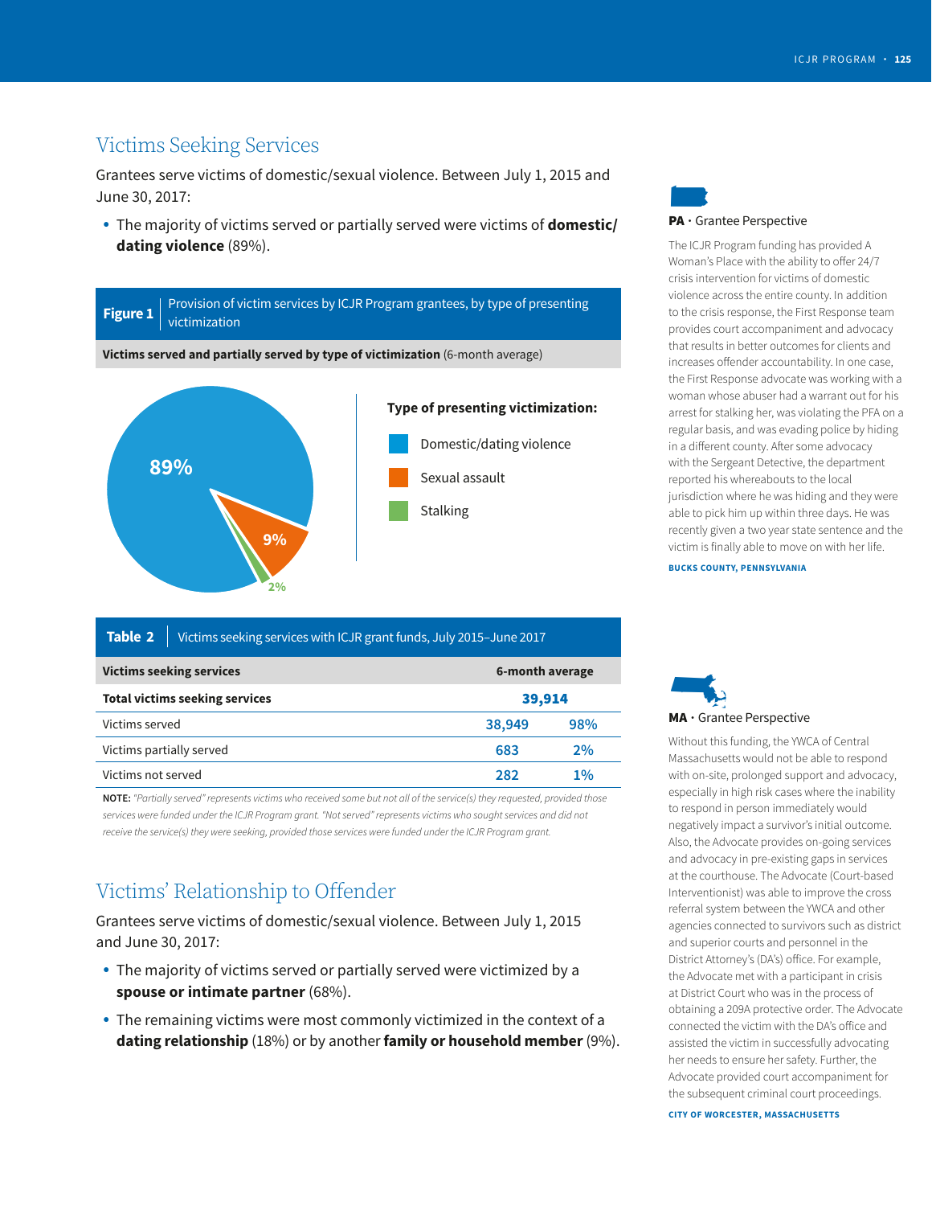## Victims Seeking Services

Grantees serve victims of domestic/sexual violence. Between July 1, 2015 and June 30, 2017:

- The majority of victims served or partially served were victims of **domestic/dating violence** (89%).

**Figure 1** Provision of victim services by ICJR Program grantees, by type of presenting victimization

**Victims served and partially served by type of victimization** (6-month average)

| Type of presenting victimization | Percent |
|---|---|
| Domestic/dating violence | 89% |
| Sexual assault | 9% |
| Stalking | 2% |

**Table 2** Victims seeking services with ICJR grant funds, July 2015–June 2017

| Victims seeking services | 6-month average | |
|---|---|---|
| **Total victims seeking services** | **39,914** | |
| Victims served | 38,949 | 98% |
| Victims partially served | 683 | 2% |
| Victims not served | 282 | 1% |

**NOTE:** *"Partially served" represents victims who received some but not all of the service(s) they requested, provided those services were funded under the ICJR Program grant. "Not served" represents victims who sought services and did not receive the service(s) they were seeking, provided those services were funded under the ICJR Program grant.*

## Victims' Relationship to Offender

Grantees serve victims of domestic/sexual violence. Between July 1, 2015 and June 30, 2017:

- The majority of victims served or partially served were victimized by a **spouse or intimate partner** (68%).
- The remaining victims were most commonly victimized in the context of a **dating relationship** (18%) or by another **family or household member** (9%).

**PA** · Grantee Perspective

The ICJR Program funding has provided A Woman's Place with the ability to offer 24/7 crisis intervention for victims of domestic violence across the entire county. In addition to the crisis response, the First Response team provides court accompaniment and advocacy that results in better outcomes for clients and increases offender accountability. In one case, the First Response advocate was working with a woman whose abuser had a warrant out for his arrest for stalking her, was violating the PFA on a regular basis, and was evading police by hiding in a different county. After some advocacy with the Sergeant Detective, the department reported his whereabouts to the local jurisdiction where he was hiding and they were able to pick him up within three days. He was recently given a two year state sentence and the victim is finally able to move on with her life.

**BUCKS COUNTY, PENNSYLVANIA**

**MA** · Grantee Perspective

Without this funding, the YWCA of Central Massachusetts would not be able to respond with on-site, prolonged support and advocacy, especially in high risk cases where the inability to respond in person immediately would negatively impact a survivor's initial outcome. Also, the Advocate provides on-going services and advocacy in pre-existing gaps in services at the courthouse. The Advocate (Court-based Interventionist) was able to improve the cross referral system between the YWCA and other agencies connected to survivors such as district and superior courts and personnel in the District Attorney's (DA's) office. For example, the Advocate met with a participant in crisis at District Court who was in the process of obtaining a 209A protective order. The Advocate connected the victim with the DA's office and assisted the victim in successfully advocating her needs to ensure her safety. Further, the Advocate provided court accompaniment for the subsequent criminal court proceedings.

**CITY OF WORCESTER, MASSACHUSETTS**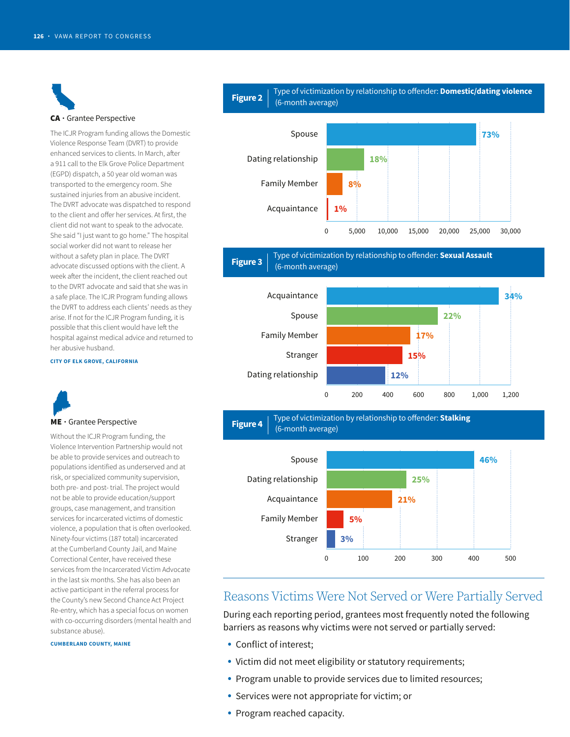## CA • Grantee Perspective

The ICJR Program funding allows the Domestic Violence Response Team (DVRT) to provide enhanced services to clients. In March, after a 911 call to the Elk Grove Police Department (EGPD) dispatch, a 50 year old woman was transported to the emergency room. She sustained injuries from an abusive incident. The DVRT advocate was dispatched to respond to the client and offer her services. At first, the client did not want to speak to the advocate. She said "I just want to go home." The hospital social worker did not want to release her without a safety plan in place. The DVRT advocate discussed options with the client. A week after the incident, the client reached out to the DVRT advocate and said that she was in a safe place. The ICJR Program funding allows the DVRT to address each clients' needs as they arise. If not for the ICJR Program funding, it is possible that this client would have left the hospital against medical advice and returned to her abusive husband.

CITY OF ELK GROVE, CALIFORNIA

## ME • Grantee Perspective

Without the ICJR Program funding, the Violence Intervention Partnership would not be able to provide services and outreach to populations identified as underserved and at risk, or specialized community supervision, both pre- and post- trial. The project would not be able to provide education/support groups, case management, and transition services for incarcerated victims of domestic violence, a population that is often overlooked. Ninety-four victims (187 total) incarcerated at the Cumberland County Jail, and Maine Correctional Center, have received these services from the Incarcerated Victim Advocate in the last six months. She has also been an active participant in the referral process for the County's new Second Chance Act Project Re-entry, which has a special focus on women with co-occurring disorders (mental health and substance abuse).

CUMBERLAND COUNTY, MAINE

**Figure 2** Type of victimization by relationship to offender: **Domestic/dating violence** (6-month average)

| Relationship | Percent |
|---|---|
| Spouse | 73% |
| Dating relationship | 18% |
| Family Member | 8% |
| Acquaintance | 1% |

**Figure 3** Type of victimization by relationship to offender: **Sexual Assault** (6-month average)

| Relationship | Percent |
|---|---|
| Acquaintance | 34% |
| Spouse | 22% |
| Family Member | 17% |
| Stranger | 15% |
| Dating relationship | 12% |

**Figure 4** Type of victimization by relationship to offender: **Stalking** (6-month average)

| Relationship | Percent |
|---|---|
| Spouse | 46% |
| Dating relationship | 25% |
| Acquaintance | 21% |
| Family Member | 5% |
| Stranger | 3% |

## Reasons Victims Were Not Served or Were Partially Served

During each reporting period, grantees most frequently noted the following barriers as reasons why victims were not served or partially served:

- Conflict of interest;
- Victim did not meet eligibility or statutory requirements;
- Program unable to provide services due to limited resources;
- Services were not appropriate for victim; or
- Program reached capacity.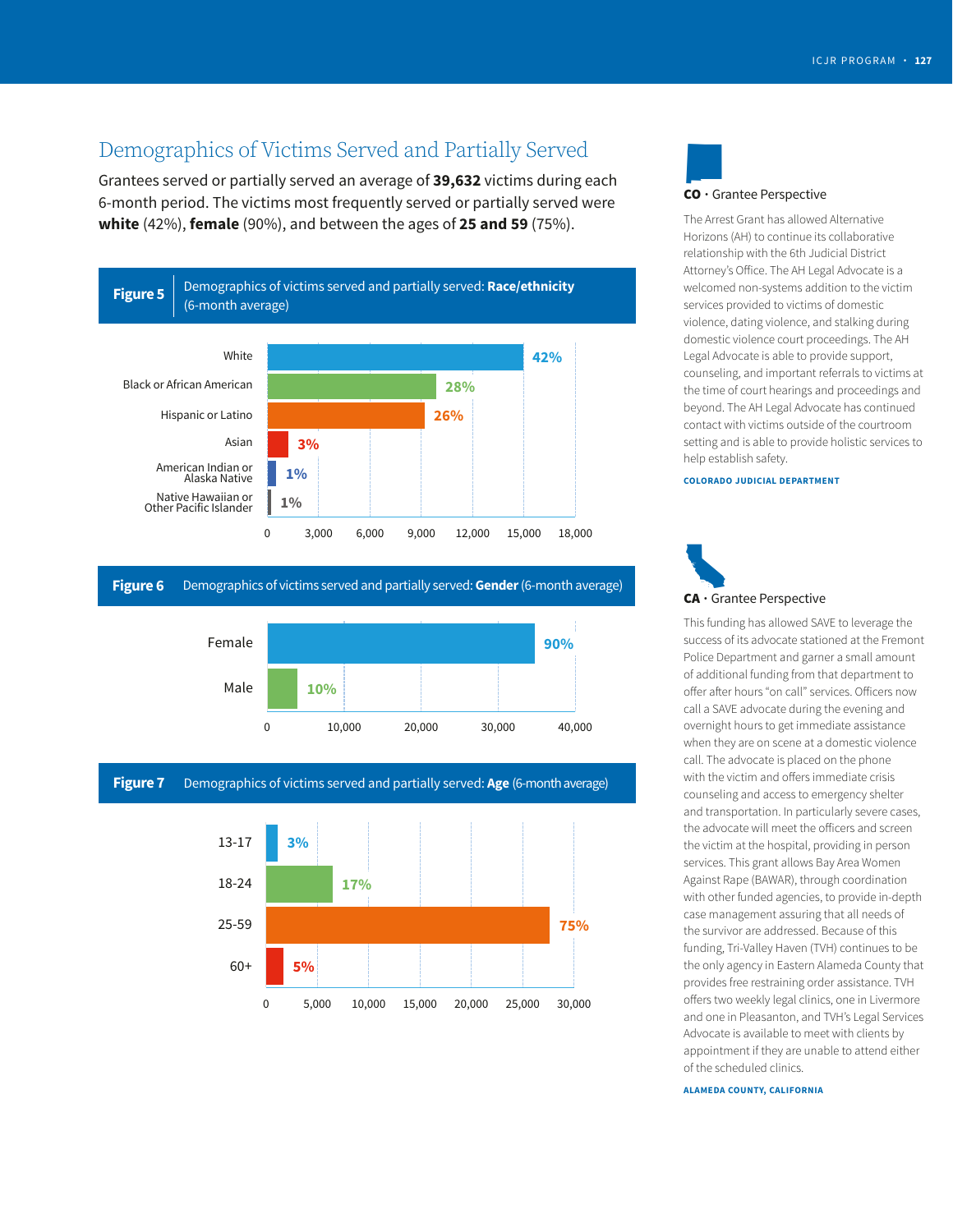## Demographics of Victims Served and Partially Served

Grantees served or partially served an average of **39,632** victims during each 6-month period. The victims most frequently served or partially served were **white** (42%), **female** (90%), and between the ages of **25 and 59** (75%).

**Figure 5** Demographics of victims served and partially served: **Race/ethnicity** (6-month average)

| Race/ethnicity | Percent |
| --- | --- |
| White | 42% |
| Black or African American | 28% |
| Hispanic or Latino | 26% |
| Asian | 3% |
| American Indian or Alaska Native | 1% |
| Native Hawaiian or Other Pacific Islander | 1% |

**Figure 6** Demographics of victims served and partially served: **Gender** (6-month average)

| Gender | Percent |
| --- | --- |
| Female | 90% |
| Male | 10% |

**Figure 7** Demographics of victims served and partially served: **Age** (6-month average)

| Age | Percent |
| --- | --- |
| 13-17 | 3% |
| 18-24 | 17% |
| 25-59 | 75% |
| 60+ | 5% |

### CO · Grantee Perspective

The Arrest Grant has allowed Alternative Horizons (AH) to continue its collaborative relationship with the 6th Judicial District Attorney's Office. The AH Legal Advocate is a welcomed non-systems addition to the victim services provided to victims of domestic violence, dating violence, and stalking during domestic violence court proceedings. The AH Legal Advocate is able to provide support, counseling, and important referrals to victims at the time of court hearings and proceedings and beyond. The AH Legal Advocate has continued contact with victims outside of the courtroom setting and is able to provide holistic services to help establish safety.

COLORADO JUDICIAL DEPARTMENT

### CA · Grantee Perspective

This funding has allowed SAVE to leverage the success of its advocate stationed at the Fremont Police Department and garner a small amount of additional funding from that department to offer after hours "on call" services. Officers now call a SAVE advocate during the evening and overnight hours to get immediate assistance when they are on scene at a domestic violence call. The advocate is placed on the phone with the victim and offers immediate crisis counseling and access to emergency shelter and transportation. In particularly severe cases, the advocate will meet the officers and screen the victim at the hospital, providing in person services. This grant allows Bay Area Women Against Rape (BAWAR), through coordination with other funded agencies, to provide in-depth case management assuring that all needs of the survivor are addressed. Because of this funding, Tri-Valley Haven (TVH) continues to be the only agency in Eastern Alameda County that provides free restraining order assistance. TVH offers two weekly legal clinics, one in Livermore and one in Pleasanton, and TVH's Legal Services Advocate is available to meet with clients by appointment if they are unable to attend either of the scheduled clinics.

ALAMEDA COUNTY, CALIFORNIA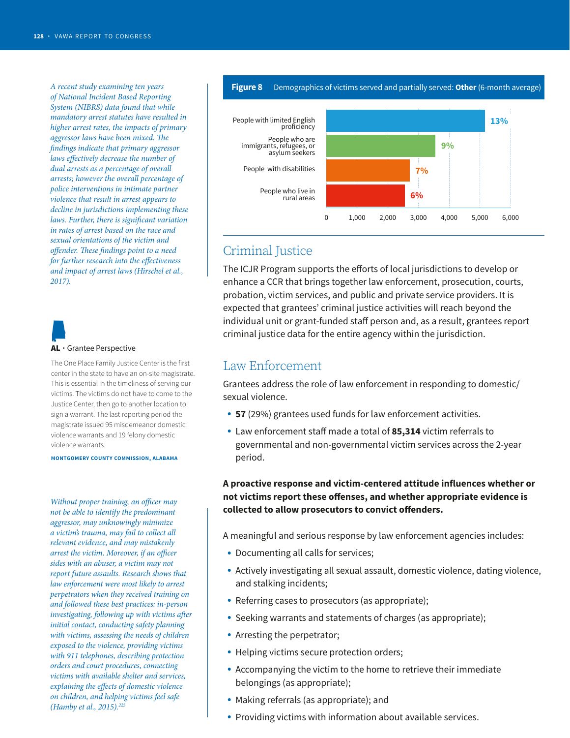*A recent study examining ten years of National Incident Based Reporting System (NIBRS) data found that while mandatory arrest statutes have resulted in higher arrest rates, the impacts of primary aggressor laws have been mixed. The findings indicate that primary aggressor laws effectively decrease the number of dual arrests as a percentage of overall arrests; however the overall percentage of police interventions in intimate partner violence that result in arrest appears to decline in jurisdictions implementing these laws. Further, there is significant variation in rates of arrest based on the race and sexual orientations of the victim and offender. These findings point to a need for further research into the effectiveness and impact of arrest laws (Hirschel et al., 2017).*

**AL** · Grantee Perspective

The One Place Family Justice Center is the first center in the state to have an on-site magistrate. This is essential in the timeliness of serving our victims. The victims do not have to come to the Justice Center, then go to another location to sign a warrant. The last reporting period the magistrate issued 95 misdemeanor domestic violence warrants and 19 felony domestic violence warrants.

**MONTGOMERY COUNTY COMMISSION, ALABAMA**

*Without proper training, an officer may not be able to identify the predominant aggressor, may unknowingly minimize a victim's trauma, may fail to collect all relevant evidence, and may mistakenly arrest the victim. Moreover, if an officer sides with an abuser, a victim may not report future assaults. Research shows that law enforcement were most likely to arrest perpetrators when they received training on and followed these best practices: in-person investigating, following up with victims after initial contact, conducting safety planning with victims, assessing the needs of children exposed to the violence, providing victims with 911 telephones, describing protection orders and court procedures, connecting victims with available shelter and services, explaining the effects of domestic violence on children, and helping victims feel safe (Hamby et al., 2015).*[225]

**Figure 8** Demographics of victims served and partially served: **Other** (6-month average)

| Category | Percent |
|---|---|
| People with limited English proficiency | 13% |
| People who are immigrants, refugees, or asylum seekers | 9% |
| People with disabilities | 7% |
| People who live in rural areas | 6% |

## Criminal Justice

The ICJR Program supports the efforts of local jurisdictions to develop or enhance a CCR that brings together law enforcement, prosecution, courts, probation, victim services, and public and private service providers. It is expected that grantees' criminal justice activities will reach beyond the individual unit or grant-funded staff person and, as a result, grantees report criminal justice data for the entire agency within the jurisdiction.

## Law Enforcement

Grantees address the role of law enforcement in responding to domestic/sexual violence.

- **57** (29%) grantees used funds for law enforcement activities.
- Law enforcement staff made a total of **85,314** victim referrals to governmental and non-governmental victim services across the 2-year period.

**A proactive response and victim-centered attitude influences whether or not victims report these offenses, and whether appropriate evidence is collected to allow prosecutors to convict offenders.**

A meaningful and serious response by law enforcement agencies includes:

- Documenting all calls for services;
- Actively investigating all sexual assault, domestic violence, dating violence, and stalking incidents;
- Referring cases to prosecutors (as appropriate);
- Seeking warrants and statements of charges (as appropriate);
- Arresting the perpetrator;
- Helping victims secure protection orders;
- Accompanying the victim to the home to retrieve their immediate belongings (as appropriate);
- Making referrals (as appropriate); and
- Providing victims with information about available services.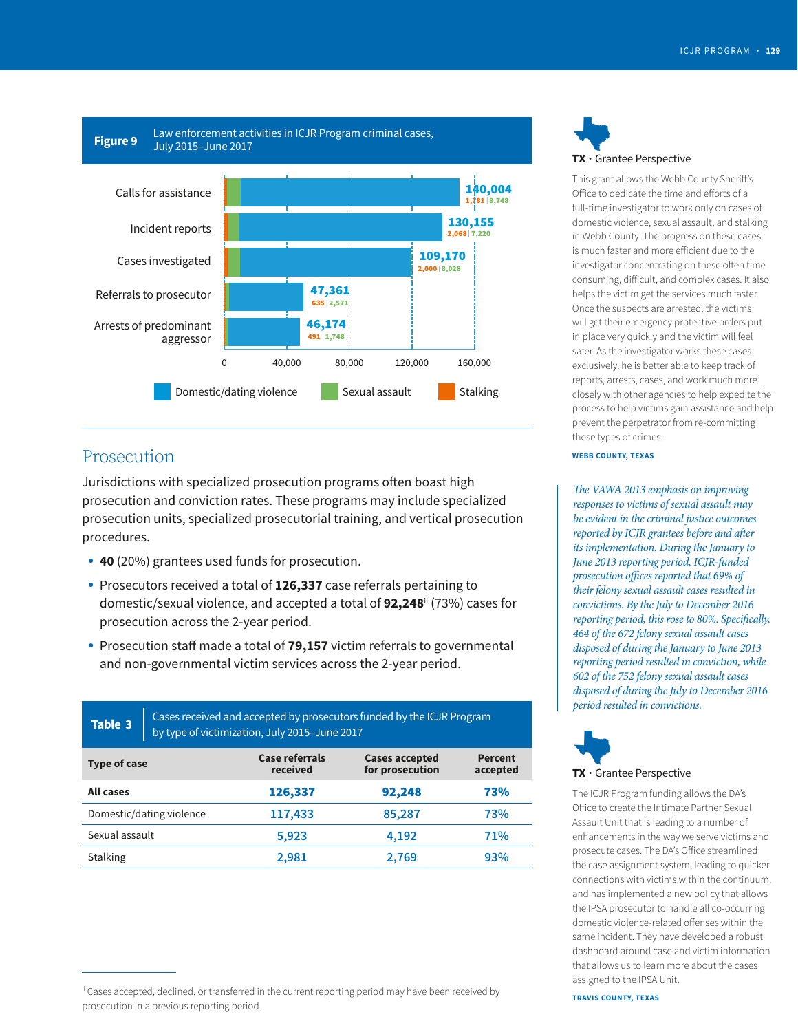**Figure 9** Law enforcement activities in ICJR Program criminal cases, July 2015–June 2017

| Activity | Domestic/dating violence | Sexual assault | Stalking |
|---|---|---|---|
| Calls for assistance | 140,004 | 8,748 | 1,781 |
| Incident reports | 130,155 | 7,220 | 2,068 |
| Cases investigated | 109,170 | 8,028 | 2,000 |
| Referrals to prosecutor | 47,361 | 2,571 | 635 |
| Arrests of predominant aggressor | 46,174 | 1,748 | 491 |

## Prosecution

Jurisdictions with specialized prosecution programs often boast high prosecution and conviction rates. These programs may include specialized prosecution units, specialized prosecutorial training, and vertical prosecution procedures.

- **40** (20%) grantees used funds for prosecution.
- Prosecutors received a total of **126,337** case referrals pertaining to domestic/sexual violence, and accepted a total of **92,248**[ii] (73%) cases for prosecution across the 2-year period.
- Prosecution staff made a total of **79,157** victim referrals to governmental and non-governmental victim services across the 2-year period.

**Table 3** Cases received and accepted by prosecutors funded by the ICJR Program by type of victimization, July 2015–June 2017

| Type of case | Case referrals received | Cases accepted for prosecution | Percent accepted |
|---|---|---|---|
| **All cases** | **126,337** | **92,248** | **73%** |
| Domestic/dating violence | 117,433 | 85,287 | 73% |
| Sexual assault | 5,923 | 4,192 | 71% |
| Stalking | 2,981 | 2,769 | 93% |

[ii] Cases accepted, declined, or transferred in the current reporting period may have been received by prosecution in a previous reporting period.

**TX** · Grantee Perspective

This grant allows the Webb County Sheriff's Office to dedicate the time and efforts of a full-time investigator to work only on cases of domestic violence, sexual assault, and stalking in Webb County. The progress on these cases is much faster and more efficient due to the investigator concentrating on these often time consuming, difficult, and complex cases. It also helps the victim get the services much faster. Once the suspects are arrested, the victims will get their emergency protective orders put in place very quickly and the victim will feel safer. As the investigator works these cases exclusively, he is better able to keep track of reports, arrests, cases, and work much more closely with other agencies to help expedite the process to help victims gain assistance and help prevent the perpetrator from re-committing these types of crimes.

**WEBB COUNTY, TEXAS**

*The VAWA 2013 emphasis on improving responses to victims of sexual assault may be evident in the criminal justice outcomes reported by ICJR grantees before and after its implementation. During the January to June 2013 reporting period, ICJR-funded prosecution offices reported that 69% of their felony sexual assault cases resulted in convictions. By the July to December 2016 reporting period, this rose to 80%. Specifically, 464 of the 672 felony sexual assault cases disposed of during the January to June 2013 reporting period resulted in conviction, while 602 of the 752 felony sexual assault cases disposed of during the July to December 2016 period resulted in convictions.*

**TX** · Grantee Perspective

The ICJR Program funding allows the DA's Office to create the Intimate Partner Sexual Assault Unit that is leading to a number of enhancements in the way we serve victims and prosecute cases. The DA's Office streamlined the case assignment system, leading to quicker connections with victims within the continuum, and has implemented a new policy that allows the IPSA prosecutor to handle all co-occurring domestic violence-related offenses within the same incident. They have developed a robust dashboard around case and victim information that allows us to learn more about the cases assigned to the IPSA Unit.

**TRAVIS COUNTY, TEXAS**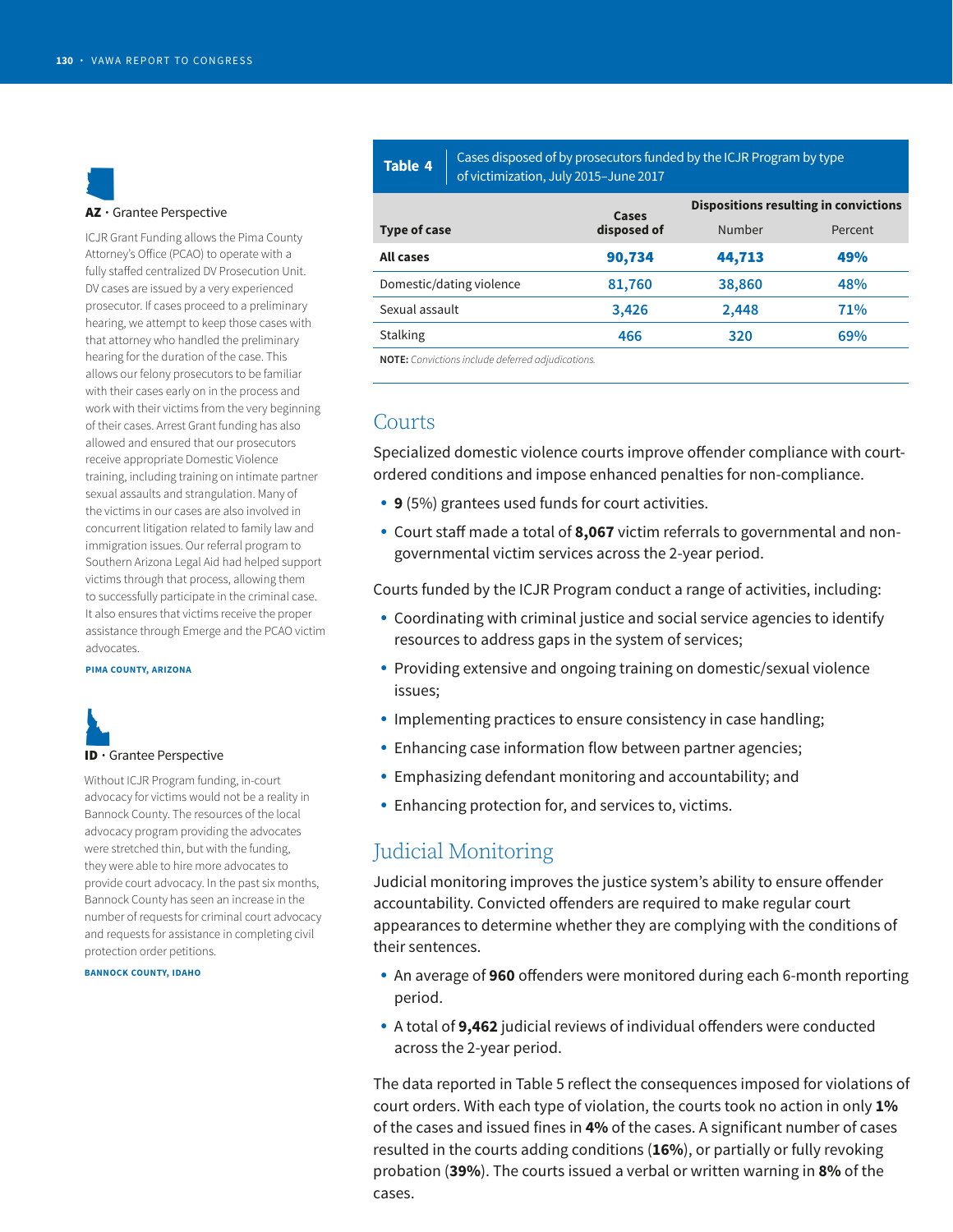**AZ** · Grantee Perspective

ICJR Grant Funding allows the Pima County Attorney's Office (PCAO) to operate with a fully staffed centralized DV Prosecution Unit. DV cases are issued by a very experienced prosecutor. If cases proceed to a preliminary hearing, we attempt to keep those cases with that attorney who handled the preliminary hearing for the duration of the case. This allows our felony prosecutors to be familiar with their cases early on in the process and work with their victims from the very beginning of their cases. Arrest Grant funding has also allowed and ensured that our prosecutors receive appropriate Domestic Violence training, including training on intimate partner sexual assaults and strangulation. Many of the victims in our cases are also involved in concurrent litigation related to family law and immigration issues. Our referral program to Southern Arizona Legal Aid had helped support victims through that process, allowing them to successfully participate in the criminal case. It also ensures that victims receive the proper assistance through Emerge and the PCAO victim advocates.

**PIMA COUNTY, ARIZONA**

**ID** · Grantee Perspective

Without ICJR Program funding, in-court advocacy for victims would not be a reality in Bannock County. The resources of the local advocacy program providing the advocates were stretched thin, but with the funding, they were able to hire more advocates to provide court advocacy. In the past six months, Bannock County has seen an increase in the number of requests for criminal court advocacy and requests for assistance in completing civil protection order petitions.

**BANNOCK COUNTY, IDAHO**

**Table 4** Cases disposed of by prosecutors funded by the ICJR Program by type of victimization, July 2015–June 2017

| Type of case | Cases disposed of | Dispositions resulting in convictions | |
|---|---|---|---|
| | | Number | Percent |
| **All cases** | **90,734** | **44,713** | **49%** |
| Domestic/dating violence | 81,760 | 38,860 | 48% |
| Sexual assault | 3,426 | 2,448 | 71% |
| Stalking | 466 | 320 | 69% |

**NOTE:** *Convictions include deferred adjudications.*

## Courts

Specialized domestic violence courts improve offender compliance with court-ordered conditions and impose enhanced penalties for non-compliance.

- **9** (5%) grantees used funds for court activities.
- Court staff made a total of **8,067** victim referrals to governmental and non-governmental victim services across the 2-year period.

Courts funded by the ICJR Program conduct a range of activities, including:

- Coordinating with criminal justice and social service agencies to identify resources to address gaps in the system of services;
- Providing extensive and ongoing training on domestic/sexual violence issues;
- Implementing practices to ensure consistency in case handling;
- Enhancing case information flow between partner agencies;
- Emphasizing defendant monitoring and accountability; and
- Enhancing protection for, and services to, victims.

## Judicial Monitoring

Judicial monitoring improves the justice system's ability to ensure offender accountability. Convicted offenders are required to make regular court appearances to determine whether they are complying with the conditions of their sentences.

- An average of **960** offenders were monitored during each 6-month reporting period.
- A total of **9,462** judicial reviews of individual offenders were conducted across the 2-year period.

The data reported in Table 5 reflect the consequences imposed for violations of court orders. With each type of violation, the courts took no action in only **1%** of the cases and issued fines in **4%** of the cases. A significant number of cases resulted in the courts adding conditions (**16%**), or partially or fully revoking probation (**39%**). The courts issued a verbal or written warning in **8%** of the cases.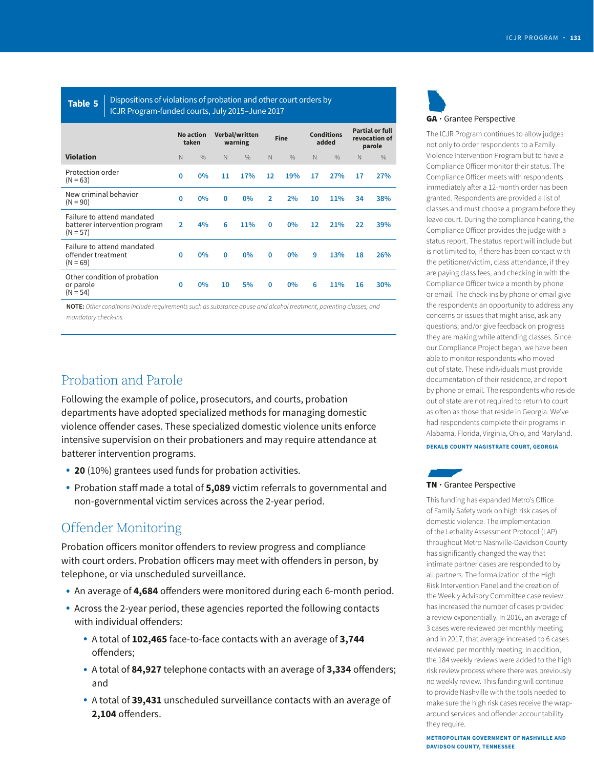**Table 5** Dispositions of violations of probation and other court orders by ICJR Program-funded courts, July 2015–June 2017

| | No action taken | | Verbal/written warning | | Fine | | Conditions added | | Partial or full revocation of parole | |
|---|---|---|---|---|---|---|---|---|---|---|
| **Violation** | N | % | N | % | N | % | N | % | N | % |
| Protection order (N = 63) | 0 | 0% | 11 | 17% | 12 | 19% | 17 | 27% | 17 | 27% |
| New criminal behavior (N = 90) | 0 | 0% | 0 | 0% | 2 | 2% | 10 | 11% | 34 | 38% |
| Failure to attend mandated batterer intervention program (N = 57) | 2 | 4% | 6 | 11% | 0 | 0% | 12 | 21% | 22 | 39% |
| Failure to attend mandated offender treatment (N = 69) | 0 | 0% | 0 | 0% | 0 | 0% | 9 | 13% | 18 | 26% |
| Other condition of probation or parole (N = 54) | 0 | 0% | 10 | 5% | 0 | 0% | 6 | 11% | 16 | 30% |

**NOTE:** *Other conditions include requirements such as substance abuse and alcohol treatment, parenting classes, and mandatory check-ins.*

## Probation and Parole

Following the example of police, prosecutors, and courts, probation departments have adopted specialized methods for managing domestic violence offender cases. These specialized domestic violence units enforce intensive supervision on their probationers and may require attendance at batterer intervention programs.

- **20** (10%) grantees used funds for probation activities.
- Probation staff made a total of **5,089** victim referrals to governmental and non-governmental victim services across the 2-year period.

## Offender Monitoring

Probation officers monitor offenders to review progress and compliance with court orders. Probation officers may meet with offenders in person, by telephone, or via unscheduled surveillance.

- An average of **4,684** offenders were monitored during each 6-month period.
- Across the 2-year period, these agencies reported the following contacts with individual offenders:
  - A total of **102,465** face-to-face contacts with an average of **3,744** offenders;
  - A total of **84,927** telephone contacts with an average of **3,334** offenders; and
  - A total of **39,431** unscheduled surveillance contacts with an average of **2,104** offenders.

**GA** · Grantee Perspective

The ICJR Program continues to allow judges not only to order respondents to a Family Violence Intervention Program but to have a Compliance Officer monitor their status. The Compliance Officer meets with respondents immediately after a 12-month order has been granted. Respondents are provided a list of classes and must choose a program before they leave court. During the compliance hearing, the Compliance Officer provides the judge with a status report. The status report will include but is not limited to, if there has been contact with the petitioner/victim, class attendance, if they are paying class fees, and checking in with the Compliance Officer twice a month by phone or email. The check-ins by phone or email give the respondents an opportunity to address any concerns or issues that might arise, ask any questions, and/or give feedback on progress they are making while attending classes. Since our Compliance Project began, we have been able to monitor respondents who moved out of state. These individuals must provide documentation of their residence, and report by phone or email. The respondents who reside out of state are not required to return to court as often as those that reside in Georgia. We've had respondents complete their programs in Alabama, Florida, Virginia, Ohio, and Maryland.

**DEKALB COUNTY MAGISTRATE COURT, GEORGIA**

**TN** · Grantee Perspective

This funding has expanded Metro's Office of Family Safety work on high risk cases of domestic violence. The implementation of the Lethality Assessment Protocol (LAP) throughout Metro Nashville-Davidson County has significantly changed the way that intimate partner cases are responded to by all partners. The formalization of the High Risk Intervention Panel and the creation of the Weekly Advisory Committee case review has increased the number of cases provided a review exponentially. In 2016, an average of 3 cases were reviewed per monthly meeting and in 2017, that average increased to 6 cases reviewed per monthly meeting. In addition, the 184 weekly reviews were added to the high risk review process where there was previously no weekly review. This funding will continue to provide Nashville with the tools needed to make sure the high risk cases receive the wrap-around services and offender accountability they require.

**METROPOLITAN GOVERNMENT OF NASHVILLE AND DAVIDSON COUNTY, TENNESSEE**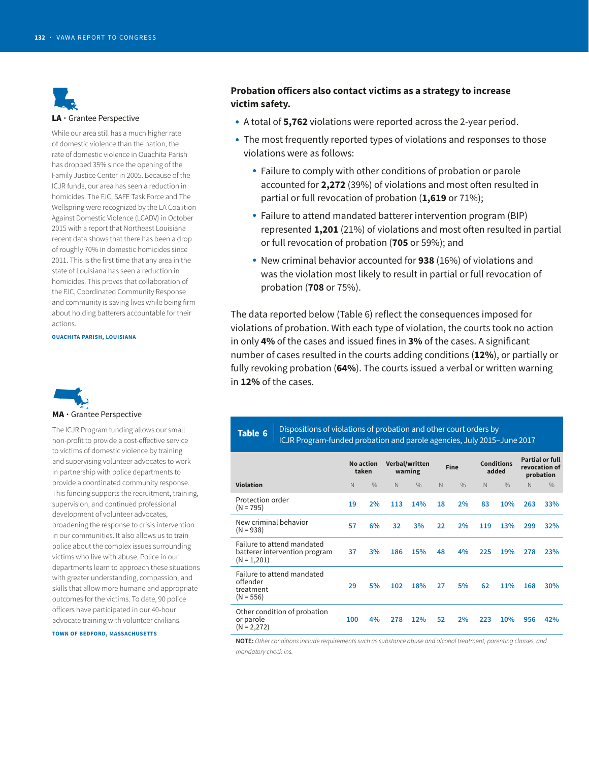**LA** · Grantee Perspective

While our area still has a much higher rate of domestic violence than the nation, the rate of domestic violence in Ouachita Parish has dropped 35% since the opening of the Family Justice Center in 2005. Because of the ICJR funds, our area has seen a reduction in homicides. The FJC, SAFE Task Force and The Wellspring were recognized by the LA Coalition Against Domestic Violence (LCADV) in October 2015 with a report that Northeast Louisiana recent data shows that there has been a drop of roughly 70% in domestic homicides since 2011. This is the first time that any area in the state of Louisiana has seen a reduction in homicides. This proves that collaboration of the FJC, Coordinated Community Response and community is saving lives while being firm about holding batterers accountable for their actions.

OUACHITA PARISH, LOUISIANA

**MA** · Grantee Perspective

The ICJR Program funding allows our small non-profit to provide a cost-effective service to victims of domestic violence by training and supervising volunteer advocates to work in partnership with police departments to provide a coordinated community response. This funding supports the recruitment, training, supervision, and continued professional development of volunteer advocates, broadening the response to crisis intervention in our communities. It also allows us to train police about the complex issues surrounding victims who live with abuse. Police in our departments learn to approach these situations with greater understanding, compassion, and skills that allow more humane and appropriate outcomes for the victims. To date, 90 police officers have participated in our 40-hour advocate training with volunteer civilians.

TOWN OF BEDFORD, MASSACHUSETTS

**Probation officers also contact victims as a strategy to increase victim safety.**

- A total of **5,762** violations were reported across the 2-year period.
- The most frequently reported types of violations and responses to those violations were as follows:
  - Failure to comply with other conditions of probation or parole accounted for **2,272** (39%) of violations and most often resulted in partial or full revocation of probation (**1,619** or 71%);
  - Failure to attend mandated batterer intervention program (BIP) represented **1,201** (21%) of violations and most often resulted in partial or full revocation of probation (**705** or 59%); and
  - New criminal behavior accounted for **938** (16%) of violations and was the violation most likely to result in partial or full revocation of probation (**708** or 75%).

The data reported below (Table 6) reflect the consequences imposed for violations of probation. With each type of violation, the courts took no action in only **4%** of the cases and issued fines in **3%** of the cases. A significant number of cases resulted in the courts adding conditions (**12%**), or partially or fully revoking probation (**64%**). The courts issued a verbal or written warning in **12%** of the cases.

**Table 6** Dispositions of violations of probation and other court orders by ICJR Program-funded probation and parole agencies, July 2015–June 2017

| Violation | No action taken | | Verbal/written warning | | Fine | | Conditions added | | Partial or full revocation of probation | |
|---|---|---|---|---|---|---|---|---|---|---|
| | N | % | N | % | N | % | N | % | N | % |
| Protection order (N = 795) | 19 | 2% | 113 | 14% | 18 | 2% | 83 | 10% | 263 | 33% |
| New criminal behavior (N = 938) | 57 | 6% | 32 | 3% | 22 | 2% | 119 | 13% | 299 | 32% |
| Failure to attend mandated batterer intervention program (N = 1,201) | 37 | 3% | 186 | 15% | 48 | 4% | 225 | 19% | 278 | 23% |
| Failure to attend mandated offender treatment (N = 556) | 29 | 5% | 102 | 18% | 27 | 5% | 62 | 11% | 168 | 30% |
| Other condition of probation or parole (N = 2,272) | 100 | 4% | 278 | 12% | 52 | 2% | 223 | 10% | 956 | 42% |

**NOTE:** *Other conditions include requirements such as substance abuse and alcohol treatment, parenting classes, and mandatory check-ins.*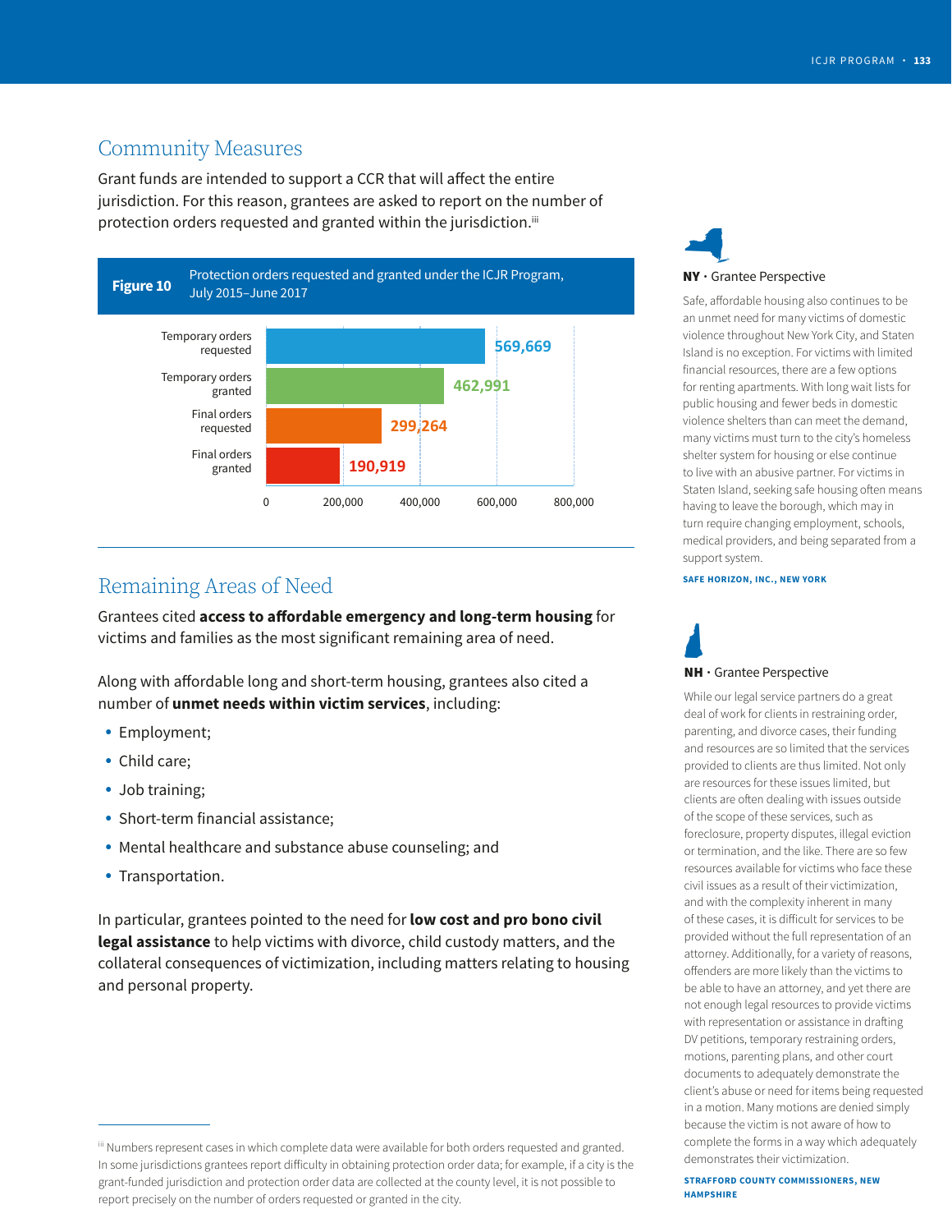## Community Measures

Grant funds are intended to support a CCR that will affect the entire jurisdiction. For this reason, grantees are asked to report on the number of protection orders requested and granted within the jurisdiction.[iii]

**Figure 10** Protection orders requested and granted under the ICJR Program, July 2015–June 2017

| | |
|---|---|
| Temporary orders requested | 569,669 |
| Temporary orders granted | 462,991 |
| Final orders requested | 299,264 |
| Final orders granted | 190,919 |

## Remaining Areas of Need

Grantees cited **access to affordable emergency and long-term housing** for victims and families as the most significant remaining area of need.

Along with affordable long and short-term housing, grantees also cited a number of **unmet needs within victim services**, including:

- Employment;
- Child care;
- Job training;
- Short-term financial assistance;
- Mental healthcare and substance abuse counseling; and
- Transportation.

In particular, grantees pointed to the need for **low cost and pro bono civil legal assistance** to help victims with divorce, child custody matters, and the collateral consequences of victimization, including matters relating to housing and personal property.

[iii] Numbers represent cases in which complete data were available for both orders requested and granted. In some jurisdictions grantees report difficulty in obtaining protection order data; for example, if a city is the grant-funded jurisdiction and protection order data are collected at the county level, it is not possible to report precisely on the number of orders requested or granted in the city.

**NY** · Grantee Perspective

Safe, affordable housing also continues to be an unmet need for many victims of domestic violence throughout New York City, and Staten Island is no exception. For victims with limited financial resources, there are a few options for renting apartments. With long wait lists for public housing and fewer beds in domestic violence shelters than can meet the demand, many victims must turn to the city's homeless shelter system for housing or else continue to live with an abusive partner. For victims in Staten Island, seeking safe housing often means having to leave the borough, which may in turn require changing employment, schools, medical providers, and being separated from a support system.

**SAFE HORIZON, INC., NEW YORK**

**NH** · Grantee Perspective

While our legal service partners do a great deal of work for clients in restraining order, parenting, and divorce cases, their funding and resources are so limited that the services provided to clients are thus limited. Not only are resources for these issues limited, but clients are often dealing with issues outside of the scope of these services, such as foreclosure, property disputes, illegal eviction or termination, and the like. There are so few resources available for victims who face these civil issues as a result of their victimization, and with the complexity inherent in many of these cases, it is difficult for services to be provided without the full representation of an attorney. Additionally, for a variety of reasons, offenders are more likely than the victims to be able to have an attorney, and yet there are not enough legal resources to provide victims with representation or assistance in drafting DV petitions, temporary restraining orders, motions, parenting plans, and other court documents to adequately demonstrate the client's abuse or need for items being requested in a motion. Many motions are denied simply because the victim is not aware of how to complete the forms in a way which adequately demonstrates their victimization.

**STRAFFORD COUNTY COMMISSIONERS, NEW HAMPSHIRE**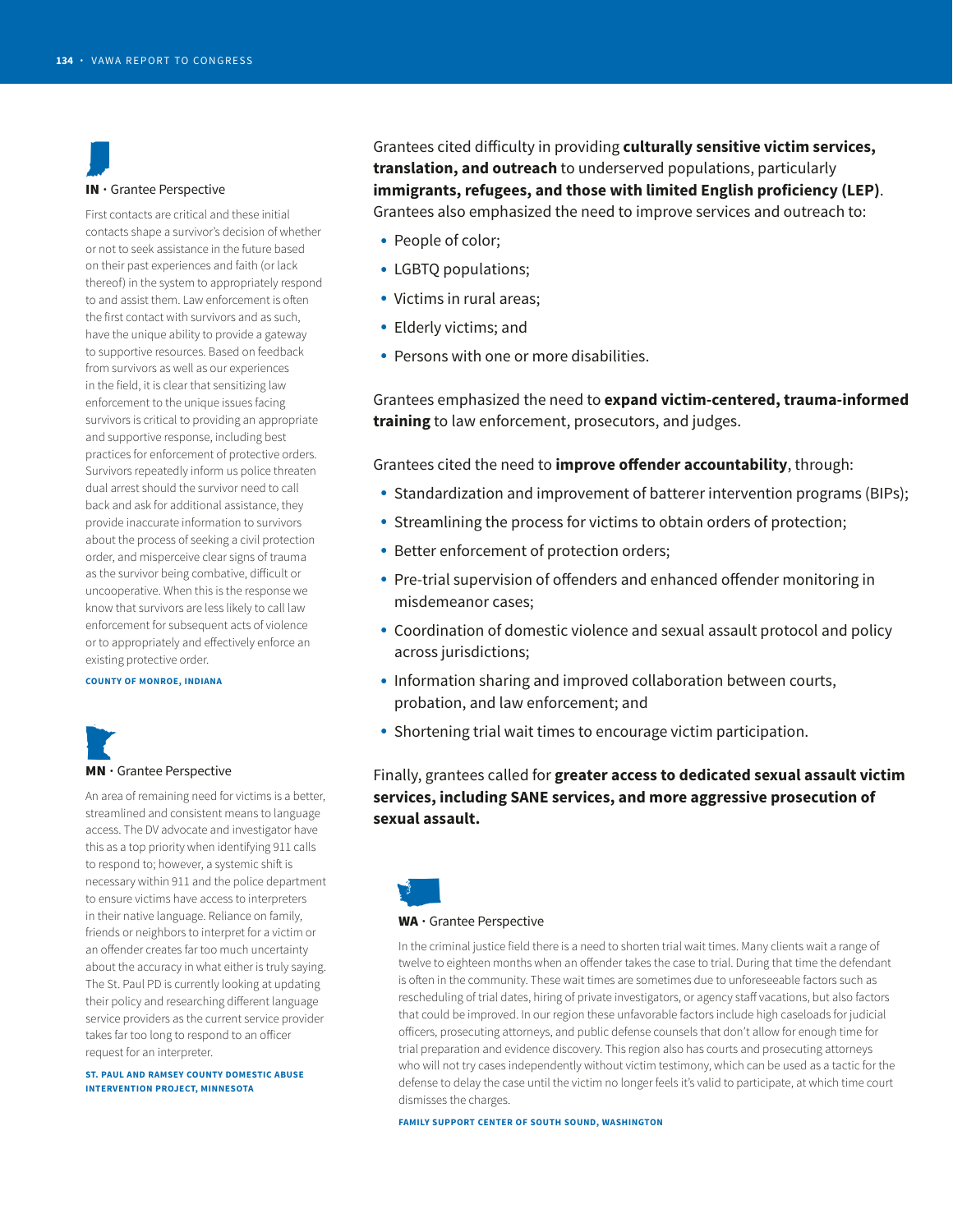**IN** · Grantee Perspective

First contacts are critical and these initial contacts shape a survivor's decision of whether or not to seek assistance in the future based on their past experiences and faith (or lack thereof) in the system to appropriately respond to and assist them. Law enforcement is often the first contact with survivors and as such, have the unique ability to provide a gateway to supportive resources. Based on feedback from survivors as well as our experiences in the field, it is clear that sensitizing law enforcement to the unique issues facing survivors is critical to providing an appropriate and supportive response, including best practices for enforcement of protective orders. Survivors repeatedly inform us police threaten dual arrest should the survivor need to call back and ask for additional assistance, they provide inaccurate information to survivors about the process of seeking a civil protection order, and misperceive clear signs of trauma as the survivor being combative, difficult or uncooperative. When this is the response we know that survivors are less likely to call law enforcement for subsequent acts of violence or to appropriately and effectively enforce an existing protective order.

**COUNTY OF MONROE, INDIANA**

**MN** · Grantee Perspective

An area of remaining need for victims is a better, streamlined and consistent means to language access. The DV advocate and investigator have this as a top priority when identifying 911 calls to respond to; however, a systemic shift is necessary within 911 and the police department to ensure victims have access to interpreters in their native language. Reliance on family, friends or neighbors to interpret for a victim or an offender creates far too much uncertainty about the accuracy in what either is truly saying. The St. Paul PD is currently looking at updating their policy and researching different language service providers as the current service provider takes far too long to respond to an officer request for an interpreter.

**ST. PAUL AND RAMSEY COUNTY DOMESTIC ABUSE INTERVENTION PROJECT, MINNESOTA**

Grantees cited difficulty in providing **culturally sensitive victim services, translation, and outreach** to underserved populations, particularly **immigrants, refugees, and those with limited English proficiency (LEP)**. Grantees also emphasized the need to improve services and outreach to:

- People of color;
- LGBTQ populations;
- Victims in rural areas;
- Elderly victims; and
- Persons with one or more disabilities.

Grantees emphasized the need to **expand victim-centered, trauma-informed training** to law enforcement, prosecutors, and judges.

Grantees cited the need to **improve offender accountability**, through:

- Standardization and improvement of batterer intervention programs (BIPs);
- Streamlining the process for victims to obtain orders of protection;
- Better enforcement of protection orders;
- Pre-trial supervision of offenders and enhanced offender monitoring in misdemeanor cases;
- Coordination of domestic violence and sexual assault protocol and policy across jurisdictions;
- Information sharing and improved collaboration between courts, probation, and law enforcement; and
- Shortening trial wait times to encourage victim participation.

Finally, grantees called for **greater access to dedicated sexual assault victim services, including SANE services, and more aggressive prosecution of sexual assault.**

**WA** · Grantee Perspective

In the criminal justice field there is a need to shorten trial wait times. Many clients wait a range of twelve to eighteen months when an offender takes the case to trial. During that time the defendant is often in the community. These wait times are sometimes due to unforeseeable factors such as rescheduling of trial dates, hiring of private investigators, or agency staff vacations, but also factors that could be improved. In our region these unfavorable factors include high caseloads for judicial officers, prosecuting attorneys, and public defense counsels that don't allow for enough time for trial preparation and evidence discovery. This region also has courts and prosecuting attorneys who will not try cases independently without victim testimony, which can be used as a tactic for the defense to delay the case until the victim no longer feels it's valid to participate, at which time court dismisses the charges.

**FAMILY SUPPORT CENTER OF SOUTH SOUND, WASHINGTON**